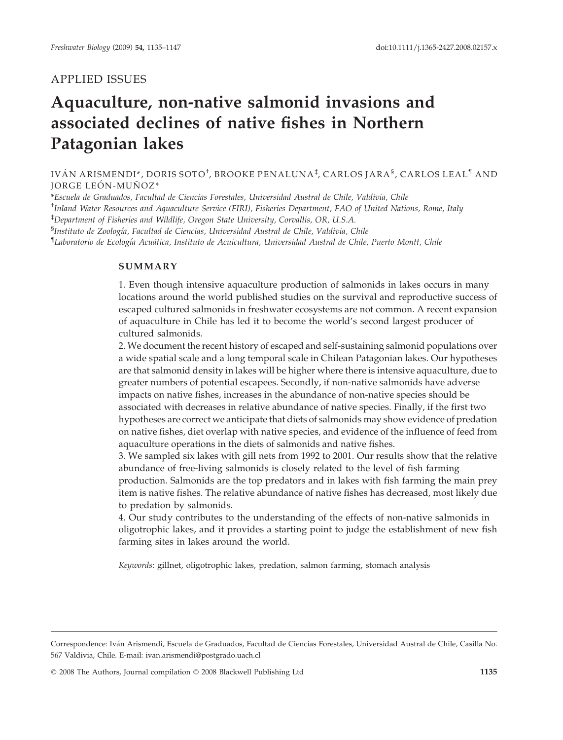APPLIED ISSUES

# Aquaculture, non-native salmonid invasions and associated declines of native fishes in Northern Patagonian lakes

IVÁN ARISMENDI*, DORIS SOTO[†], BROOKE PENALUNA[‡], CARLOS JARA[§], CARLOS LEAL[¶] AND JORGE LEÓN-MUÑOZ*

*Escuela de Graduados, Facultad de Ciencias Forestales, Universidad Austral de Chile, Valdivia, Chile

[†]Inland Water Resources and Aquaculture Service (FIRI), Fisheries Department, FAO of United Nations, Rome, Italy

[‡]Department of Fisheries and Wildlife, Oregon State University, Corvallis, OR, U.S.A.

[§]Instituto de Zoología, Facultad de Ciencias, Universidad Austral de Chile, Valdivia, Chile

[¶]Laboratorio de Ecología Acuática, Instituto de Acuicultura, Universidad Austral de Chile, Puerto Montt, Chile

## SUMMARY

1. Even though intensive aquaculture production of salmonids in lakes occurs in many locations around the world published studies on the survival and reproductive success of escaped cultured salmonids in freshwater ecosystems are not common. A recent expansion of aquaculture in Chile has led it to become the world's second largest producer of cultured salmonids.

2. We document the recent history of escaped and self-sustaining salmonid populations over a wide spatial scale and a long temporal scale in Chilean Patagonian lakes. Our hypotheses are that salmonid density in lakes will be higher where there is intensive aquaculture, due to greater numbers of potential escapees. Secondly, if non-native salmonids have adverse impacts on native fishes, increases in the abundance of non-native species should be associated with decreases in relative abundance of native species. Finally, if the first two hypotheses are correct we anticipate that diets of salmonids may show evidence of predation on native fishes, diet overlap with native species, and evidence of the influence of feed from aquaculture operations in the diets of salmonids and native fishes.

3. We sampled six lakes with gill nets from 1992 to 2001. Our results show that the relative abundance of free-living salmonids is closely related to the level of fish farming production. Salmonids are the top predators and in lakes with fish farming the main prey item is native fishes. The relative abundance of native fishes has decreased, most likely due to predation by salmonids.

4. Our study contributes to the understanding of the effects of non-native salmonids in oligotrophic lakes, and it provides a starting point to judge the establishment of new fish farming sites in lakes around the world.

*Keywords*: gillnet, oligotrophic lakes, predation, salmon farming, stomach analysis

---

Correspondence: Iván Arismendi, Escuela de Graduados, Facultad de Ciencias Forestales, Universidad Austral de Chile, Casilla No. 567 Valdivia, Chile. E-mail: ivan.arismendi@postgrado.uach.cl

© 2008 The Authors, Journal compilation © 2008 Blackwell Publishing Ltd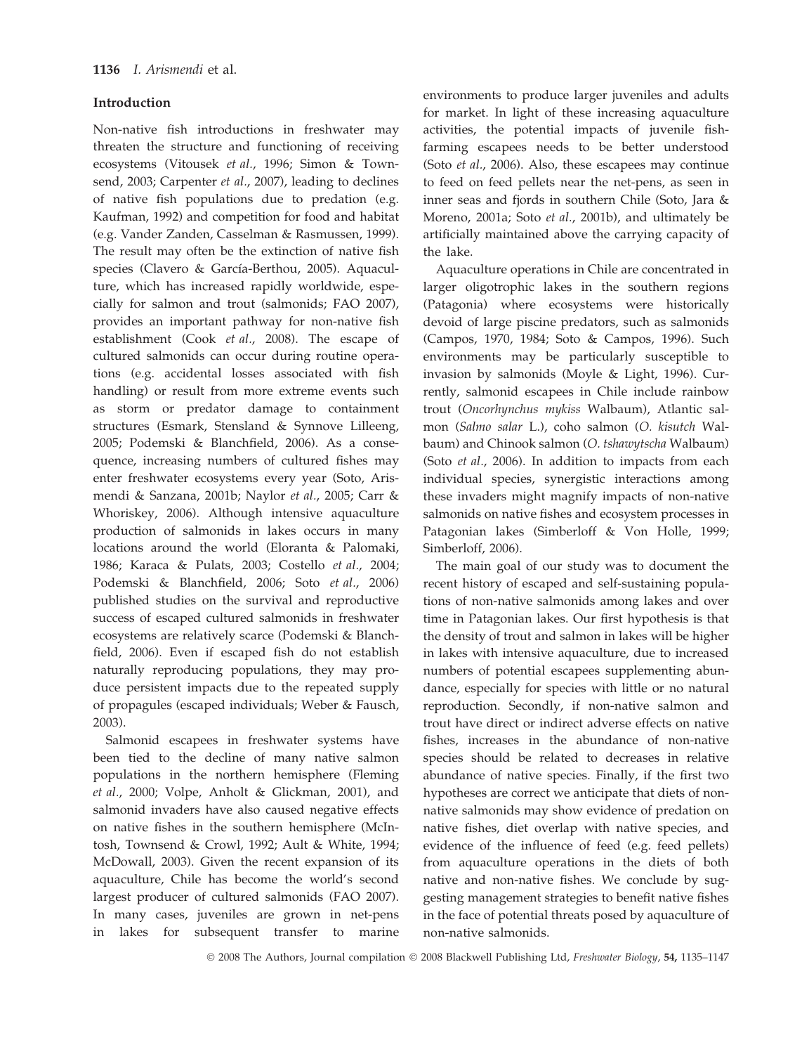## Introduction

Non-native fish introductions in freshwater may threaten the structure and functioning of receiving ecosystems (Vitousek *et al.*, 1996; Simon & Townsend, 2003; Carpenter *et al.*, 2007), leading to declines of native fish populations due to predation (e.g. Kaufman, 1992) and competition for food and habitat (e.g. Vander Zanden, Casselman & Rasmussen, 1999). The result may often be the extinction of native fish species (Clavero & García-Berthou, 2005). Aquaculture, which has increased rapidly worldwide, especially for salmon and trout (salmonids; FAO 2007), provides an important pathway for non-native fish establishment (Cook *et al.*, 2008). The escape of cultured salmonids can occur during routine operations (e.g. accidental losses associated with fish handling) or result from more extreme events such as storm or predator damage to containment structures (Esmark, Stensland & Synnove Lilleeng, 2005; Podemski & Blanchfield, 2006). As a consequence, increasing numbers of cultured fishes may enter freshwater ecosystems every year (Soto, Arismendi & Sanzana, 2001b; Naylor *et al.*, 2005; Carr & Whoriskey, 2006). Although intensive aquaculture production of salmonids in lakes occurs in many locations around the world (Eloranta & Palomaki, 1986; Karaca & Pulats, 2003; Costello *et al.*, 2004; Podemski & Blanchfield, 2006; Soto *et al.*, 2006) published studies on the survival and reproductive success of escaped cultured salmonids in freshwater ecosystems are relatively scarce (Podemski & Blanchfield, 2006). Even if escaped fish do not establish naturally reproducing populations, they may produce persistent impacts due to the repeated supply of propagules (escaped individuals; Weber & Fausch, 2003).

Salmonid escapees in freshwater systems have been tied to the decline of many native salmon populations in the northern hemisphere (Fleming *et al.*, 2000; Volpe, Anholt & Glickman, 2001), and salmonid invaders have also caused negative effects on native fishes in the southern hemisphere (McIntosh, Townsend & Crowl, 1992; Ault & White, 1994; McDowall, 2003). Given the recent expansion of its aquaculture, Chile has become the world's second largest producer of cultured salmonids (FAO 2007). In many cases, juveniles are grown in net-pens in lakes for subsequent transfer to marine environments to produce larger juveniles and adults for market. In light of these increasing aquaculture activities, the potential impacts of juvenile fish-farming escapees needs to be better understood (Soto *et al.*, 2006). Also, these escapees may continue to feed on feed pellets near the net-pens, as seen in inner seas and fjords in southern Chile (Soto, Jara & Moreno, 2001a; Soto *et al.*, 2001b), and ultimately be artificially maintained above the carrying capacity of the lake.

Aquaculture operations in Chile are concentrated in larger oligotrophic lakes in the southern regions (Patagonia) where ecosystems were historically devoid of large piscine predators, such as salmonids (Campos, 1970, 1984; Soto & Campos, 1996). Such environments may be particularly susceptible to invasion by salmonids (Moyle & Light, 1996). Currently, salmonid escapees in Chile include rainbow trout (*Oncorhynchus mykiss* Walbaum), Atlantic salmon (*Salmo salar* L.), coho salmon (*O. kisutch* Walbaum) and Chinook salmon (*O. tshawytscha* Walbaum) (Soto *et al.*, 2006). In addition to impacts from each individual species, synergistic interactions among these invaders might magnify impacts of non-native salmonids on native fishes and ecosystem processes in Patagonian lakes (Simberloff & Von Holle, 1999; Simberloff, 2006).

The main goal of our study was to document the recent history of escaped and self-sustaining populations of non-native salmonids among lakes and over time in Patagonian lakes. Our first hypothesis is that the density of trout and salmon in lakes will be higher in lakes with intensive aquaculture, due to increased numbers of potential escapees supplementing abundance, especially for species with little or no natural reproduction. Secondly, if non-native salmon and trout have direct or indirect adverse effects on native fishes, increases in the abundance of non-native species should be related to decreases in relative abundance of native species. Finally, if the first two hypotheses are correct we anticipate that diets of non-native salmonids may show evidence of predation on native fishes, diet overlap with native species, and evidence of the influence of feed (e.g. feed pellets) from aquaculture operations in the diets of both native and non-native fishes. We conclude by suggesting management strategies to benefit native fishes in the face of potential threats posed by aquaculture of non-native salmonids.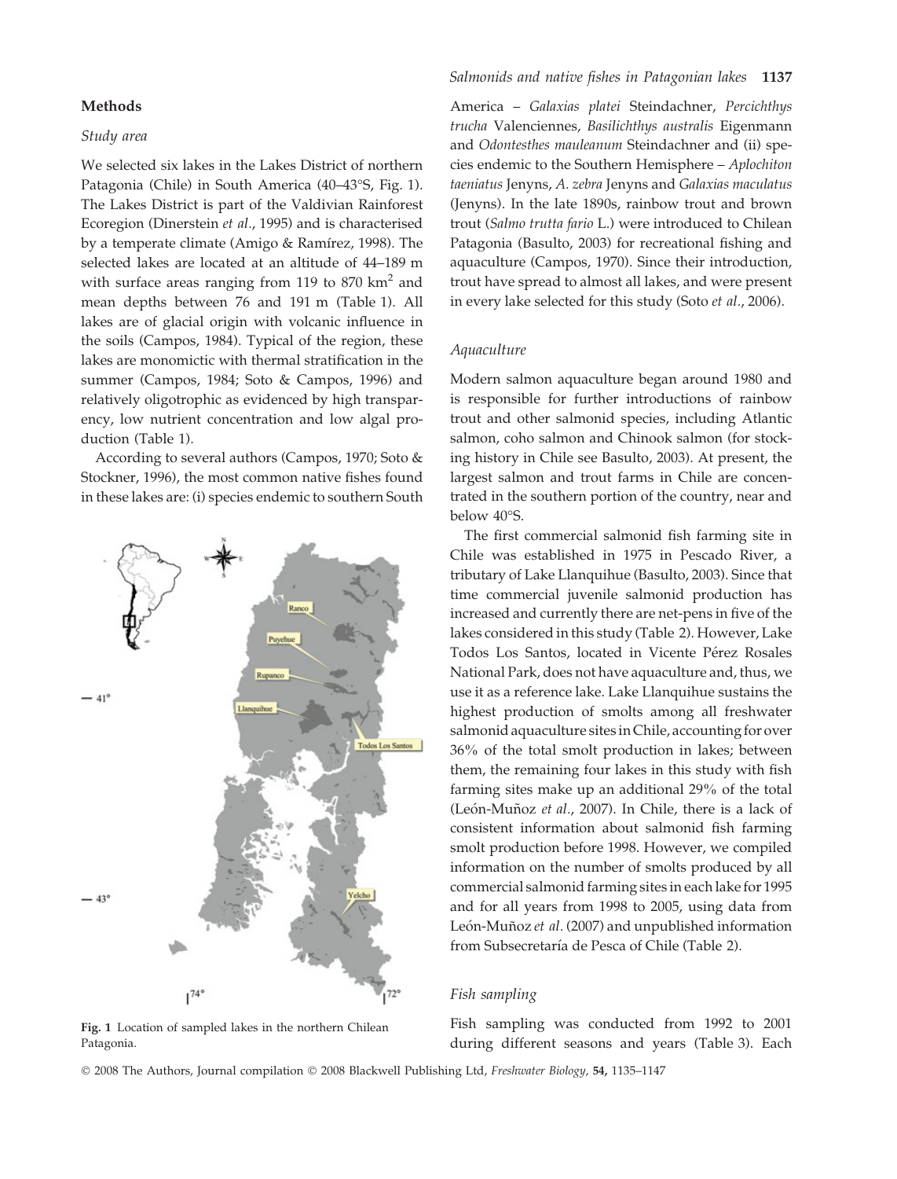## Methods

### Study area

We selected six lakes in the Lakes District of northern Patagonia (Chile) in South America (40–43°S, Fig. 1). The Lakes District is part of the Valdivian Rainforest Ecoregion (Dinerstein *et al*., 1995) and is characterised by a temperate climate (Amigo & Ramírez, 1998). The selected lakes are located at an altitude of 44–189 m with surface areas ranging from 119 to 870 km$^2$ and mean depths between 76 and 191 m (Table 1). All lakes are of glacial origin with volcanic influence in the soils (Campos, 1984). Typical of the region, these lakes are monomictic with thermal stratification in the summer (Campos, 1984; Soto & Campos, 1996) and relatively oligotrophic as evidenced by high transparency, low nutrient concentration and low algal production (Table 1).

According to several authors (Campos, 1970; Soto & Stockner, 1996), the most common native fishes found in these lakes are: (i) species endemic to southern South America – *Galaxias platei* Steindachner, *Percichthys trucha* Valenciennes, *Basilichthys australis* Eigenmann and *Odontesthes mauleanum* Steindachner and (ii) species endemic to the Southern Hemisphere – *Aplochiton taeniatus* Jenyns, *A. zebra* Jenyns and *Galaxias maculatus* (Jenyns). In the late 1890s, rainbow trout and brown trout (*Salmo trutta fario* L.) were introduced to Chilean Patagonia (Basulto, 2003) for recreational fishing and aquaculture (Campos, 1970). Since their introduction, trout have spread to almost all lakes, and were present in every lake selected for this study (Soto *et al*., 2006).

Fig. 1 Location of sampled lakes in the northern Chilean Patagonia.

### Aquaculture

Modern salmon aquaculture began around 1980 and is responsible for further introductions of rainbow trout and other salmonid species, including Atlantic salmon, coho salmon and Chinook salmon (for stocking history in Chile see Basulto, 2003). At present, the largest salmon and trout farms in Chile are concentrated in the southern portion of the country, near and below 40°S.

The first commercial salmonid fish farming site in Chile was established in 1975 in Pescado River, a tributary of Lake Llanquihue (Basulto, 2003). Since that time commercial juvenile salmonid production has increased and currently there are net-pens in five of the lakes considered in this study (Table 2). However, Lake Todos Los Santos, located in Vicente Pérez Rosales National Park, does not have aquaculture and, thus, we use it as a reference lake. Lake Llanquihue sustains the highest production of smolts among all freshwater salmonid aquaculture sites in Chile, accounting for over 36% of the total smolt production in lakes; between them, the remaining four lakes in this study with fish farming sites make up an additional 29% of the total (León-Muñoz *et al*., 2007). In Chile, there is a lack of consistent information about salmonid fish farming smolt production before 1998. However, we compiled information on the number of smolts produced by all commercial salmonid farming sites in each lake for 1995 and for all years from 1998 to 2005, using data from León-Muñoz *et al*. (2007) and unpublished information from Subsecretaría de Pesca of Chile (Table 2).

### Fish sampling

Fish sampling was conducted from 1992 to 2001 during different seasons and years (Table 3). Each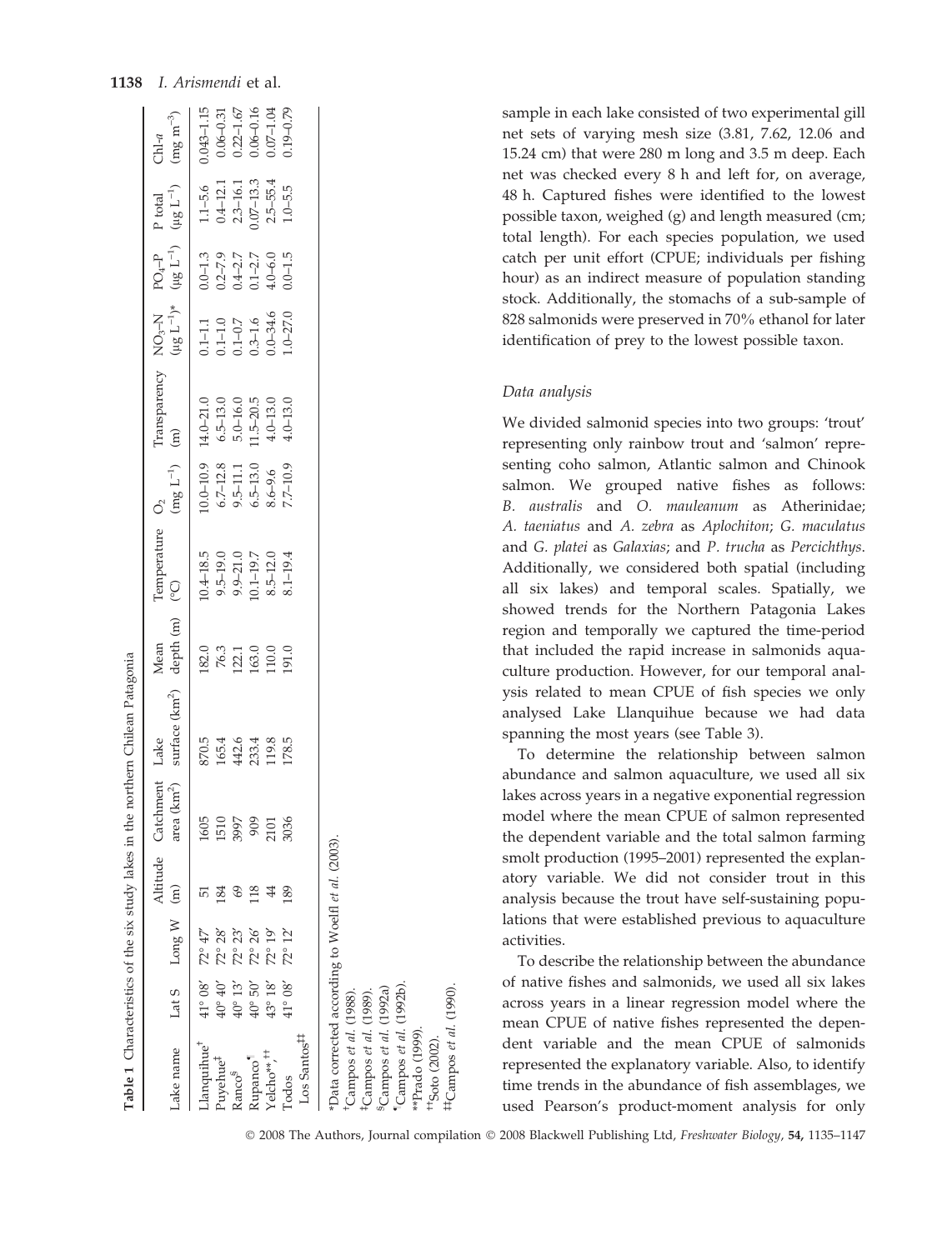**Table 1** Characteristics of the six study lakes in the northern Chilean Patagonia

| Lake name | Lat S | Long W | Altitude (m) | Catchment area (km$^2$) | Lake surface (km$^2$) | Mean depth (m) | Temperature (°C) | $O_2$ (mg L$^{-1}$) | Transparency (m) | $NO_3$–N (μg L$^{-1}$)* | $PO_4$–P (μg L$^{-1}$) | P total (μg L$^{-1}$) | Chl-*a* (mg m$^{-3}$) |
|---|---|---|---|---|---|---|---|---|---|---|---|---|---|
| Llanquihue[†] | 41° 08′ | 72° 47′ | 51 | 1605 | 870.5 | 182.0 | 10.4–18.5 | 10.0–10.9 | 14.0–21.0 | 0.1–1.1 | 0.0–1.3 | 1.1–5.6 | 0.043–1.15 |
| Puyehue[‡] | 40° 40′ | 72° 28′ | 184 | 1510 | 165.4 | 76.3 | 9.5–19.0 | 6.7–12.8 | 6.5–13.0 | 0.1–1.0 | 0.2–7.9 | 0.4–12.1 | 0.06–0.31 |
| Ranco[§] | 40° 13′ | 72° 23′ | 69 | 3997 | 442.6 | 122.1 | 9.9–21.0 | 9.5–11.1 | 5.0–16.0 | 0.1–0.7 | 0.4–2.7 | 2.3–16.1 | 0.22–1.67 |
| Rupanco[¶] | 40° 50′ | 72° 26′ | 118 | 909 | 233.4 | 163.0 | 10.1–19.7 | 6.5–13.0 | 11.5–20.5 | 0.3–1.6 | 0.1–2.7 | 0.07–13.3 | 0.06–0.16 |
| Yelcho**,[††] | 43° 18′ | 72° 19′ | 44 | 2101 | 119.8 | 110.0 | 8.5–12.0 | 8.6–9.6 | 4.0–13.0 | 0.0–34.6 | 4.0–6.0 | 2.5–55.4 | 0.07–1.04 |
| Todos Los Santos[‡‡] | 41° 08′ | 72° 12′ | 189 | 3036 | 178.5 | 191.0 | 8.1–19.4 | 7.7–10.9 | 4.0–13.0 | 1.0–27.0 | 0.0–1.5 | 1.0–5.5 | 0.19–0.79 |

*Data corrected according to Woelfl *et al.* (2003).
[†]Campos *et al.* (1988).
[‡]Campos *et al.* (1989).
[§]Campos *et al.* (1992a)
[¶]Campos *et al.* (1992b).
**Prado (1999).
[††]Soto (2002).
[‡‡]Campos *et al.* (1990).

sample in each lake consisted of two experimental gill net sets of varying mesh size (3.81, 7.62, 12.06 and 15.24 cm) that were 280 m long and 3.5 m deep. Each net was checked every 8 h and left for, on average, 48 h. Captured fishes were identified to the lowest possible taxon, weighed (g) and length measured (cm; total length). For each species population, we used catch per unit effort (CPUE; individuals per fishing hour) as an indirect measure of population standing stock. Additionally, the stomachs of a sub-sample of 828 salmonids were preserved in 70% ethanol for later identification of prey to the lowest possible taxon.

### *Data analysis*

We divided salmonid species into two groups: 'trout' representing only rainbow trout and 'salmon' representing coho salmon, Atlantic salmon and Chinook salmon. We grouped native fishes as follows: *B. australis* and *O. mauleanum* as Atherinidae; *A. taeniatus* and *A. zebra* as *Aplochiton*; *G. maculatus* and *G. platei* as *Galaxias*; and *P. trucha* as *Percichthys*. Additionally, we considered both spatial (including all six lakes) and temporal scales. Spatially, we showed trends for the Northern Patagonia Lakes region and temporally we captured the time-period that included the rapid increase in salmonids aquaculture production. However, for our temporal analysis related to mean CPUE of fish species we only analysed Lake Llanquihue because we had data spanning the most years (see Table 3).

To determine the relationship between salmon abundance and salmon aquaculture, we used all six lakes across years in a negative exponential regression model where the mean CPUE of salmon represented the dependent variable and the total salmon farming smolt production (1995–2001) represented the explanatory variable. We did not consider trout in this analysis because the trout have self-sustaining populations that were established previous to aquaculture activities.

To describe the relationship between the abundance of native fishes and salmonids, we used all six lakes across years in a linear regression model where the mean CPUE of native fishes represented the dependent variable and the mean CPUE of salmonids represented the explanatory variable. Also, to identify time trends in the abundance of fish assemblages, we used Pearson's product-moment analysis for only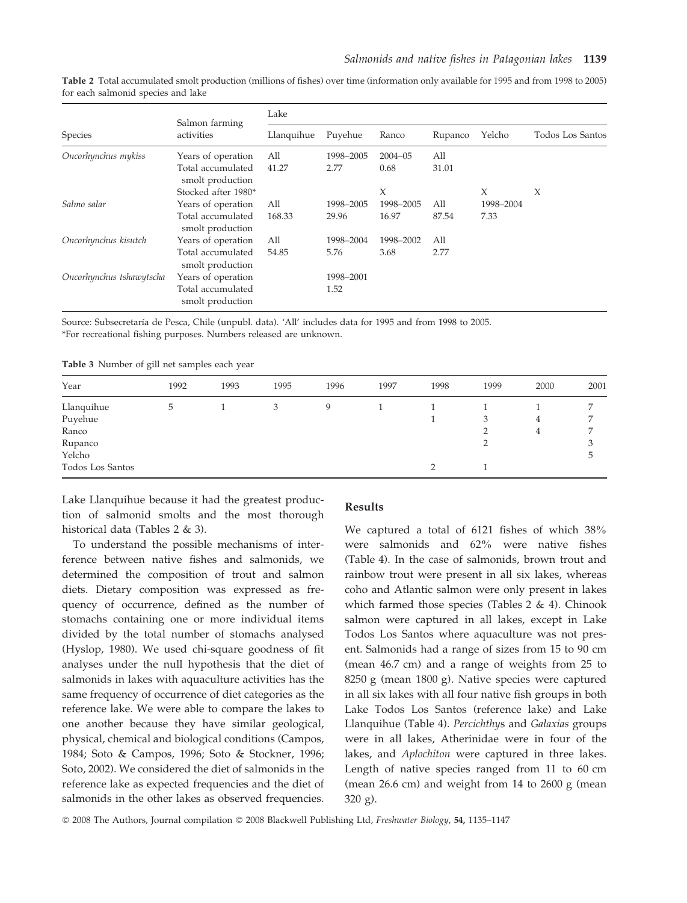**Table 2** Total accumulated smolt production (millions of fishes) over time (information only available for 1995 and from 1998 to 2005) for each salmonid species and lake

| Species | Salmon farming activities | Lake | | | | | |
|---|---|---|---|---|---|---|---|
| | | Llanquihue | Puyehue | Ranco | Rupanco | Yelcho | Todos Los Santos |
| *Oncorhynchus mykiss* | Years of operation | All | 1998–2005 | 2004–05 | All | | |
| | Total accumulated smolt production | 41.27 | 2.77 | 0.68 | 31.01 | | |
| | Stocked after 1980* | | | X | | X | X |
| *Salmo salar* | Years of operation | All | 1998–2005 | 1998–2005 | All | 1998–2004 | |
| | Total accumulated smolt production | 168.33 | 29.96 | 16.97 | 87.54 | 7.33 | |
| *Oncorhynchus kisutch* | Years of operation | All | 1998–2004 | 1998–2002 | All | | |
| | Total accumulated smolt production | 54.85 | 5.76 | 3.68 | 2.77 | | |
| *Oncorhynchus tshawytscha* | Years of operation | | 1998–2001 | | | | |
| | Total accumulated smolt production | | 1.52 | | | | |

Source: Subsecretaría de Pesca, Chile (unpubl. data). 'All' includes data for 1995 and from 1998 to 2005.
*For recreational fishing purposes. Numbers released are unknown.

**Table 3** Number of gill net samples each year

| Year | 1992 | 1993 | 1995 | 1996 | 1997 | 1998 | 1999 | 2000 | 2001 |
|---|---|---|---|---|---|---|---|---|---|
| Llanquihue | 5 | 1 | 3 | 9 | 1 | 1 | 1 | 1 | 7 |
| Puyehue | | | | | | 1 | 3 | 4 | 7 |
| Ranco | | | | | | | 2 | 4 | 7 |
| Rupanco | | | | | | | 2 | | 3 |
| Yelcho | | | | | | | | | 5 |
| Todos Los Santos | | | | | | 2 | 1 | | |

Lake Llanquihue because it had the greatest production of salmonid smolts and the most thorough historical data (Tables 2 & 3).

To understand the possible mechanisms of interference between native fishes and salmonids, we determined the composition of trout and salmon diets. Dietary composition was expressed as frequency of occurrence, defined as the number of stomachs containing one or more individual items divided by the total number of stomachs analysed (Hyslop, 1980). We used chi-square goodness of fit analyses under the null hypothesis that the diet of salmonids in lakes with aquaculture activities has the same frequency of occurrence of diet categories as the reference lake. We were able to compare the lakes to one another because they have similar geological, physical, chemical and biological conditions (Campos, 1984; Soto & Campos, 1996; Soto & Stockner, 1996; Soto, 2002). We considered the diet of salmonids in the reference lake as expected frequencies and the diet of salmonids in the other lakes as observed frequencies.

## Results

We captured a total of 6121 fishes of which 38% were salmonids and 62% were native fishes (Table 4). In the case of salmonids, brown trout and rainbow trout were present in all six lakes, whereas coho and Atlantic salmon were only present in lakes which farmed those species (Tables 2 & 4). Chinook salmon were captured in all lakes, except in Lake Todos Los Santos where aquaculture was not present. Salmonids had a range of sizes from 15 to 90 cm (mean 46.7 cm) and a range of weights from 25 to 8250 g (mean 1800 g). Native species were captured in all six lakes with all four native fish groups in both Lake Todos Los Santos (reference lake) and Lake Llanquihue (Table 4). *Percichthys* and *Galaxias* groups were in all lakes, Atherinidae were in four of the lakes, and *Aplochiton* were captured in three lakes. Length of native species ranged from 11 to 60 cm (mean 26.6 cm) and weight from 14 to 2600 g (mean 320 g).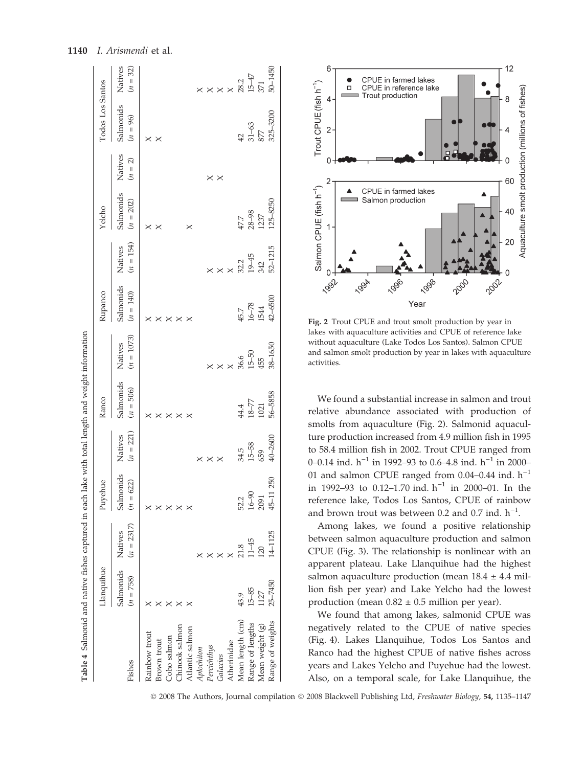**Table 4** Salmonid and native fishes captured in each lake with total length and weight information

| Fishes | Llanquihue | | Puyehue | | Ranco | | Rupanco | | Yelcho | | Todos Los Santos | |
|---|---|---|---|---|---|---|---|---|---|---|---|---|
| | Salmonids ($n = 758$) | Natives ($n = 2317$) | Salmonids ($n = 622$) | Natives ($n = 221$) | Salmonids ($n = 506$) | Natives ($n = 1073$) | Salmonids ($n = 140$) | Natives ($n = 154$) | Salmonids ($n = 202$) | Natives ($n = 2$) | Salmonids ($n = 96$) | Natives ($n = 32$) |
| Rainbow trout | X | | X | | X | | X | | X | | X | |
| Brown trout | X | | X | | X | | X | | X | | X | |
| Coho salmon | X | | X | | X | | X | | | | | |
| Chinook salmon | X | | X | | X | | X | | | | | |
| Atlantic salmon | X | | X | | X | | X | | X | | | |
| *Aplochiton* | | X | | X | | | | | | | | X |
| *Percichthys* | | X | | X | | X | | X | | X | | X |
| *Galaxias* | | X | | X | | X | | X | | X | | X |
| Atherinidae | | X | | | | X | | X | | | | X |
| Mean length (cm) | 43.9 | 21.8 | 52.2 | 34.5 | 44.4 | 36.6 | 45.7 | 32.2 | 47.7 | | 42 | 28.2 |
| Range of lengths | 15–85 | 11–45 | 16–90 | 15–58 | 18–77 | 15–50 | 16–78 | 19–45 | 28–98 | | 31–63 | 15–47 |
| Mean weight (g) | 1127 | 120 | 2091 | 659 | 1021 | 455 | 1544 | 342 | 1237 | | 877 | 371 |
| Range of weights | 25–7450 | 14–1125 | 45–11 250 | 40–2600 | 56–5858 | 38–1650 | 42–6500 | 52–1215 | 125–8250 | | 325–3200 | 50–1450 |

**Fig. 2** Trout CPUE and trout smolt production by year in lakes with aquaculture activities and CPUE of reference lake without aquaculture (Lake Todos Los Santos). Salmon CPUE and salmon smolt production by year in lakes with aquaculture activities.

We found a substantial increase in salmon and trout relative abundance associated with production of smolts from aquaculture (Fig. 2). Salmonid aquaculture production increased from 4.9 million fish in 1995 to 58.4 million fish in 2002. Trout CPUE ranged from 0–0.14 ind. $h^{-1}$ in 1992–93 to 0.6–4.8 ind. $h^{-1}$ in 2000–01 and salmon CPUE ranged from 0.04–0.44 ind. $h^{-1}$ in 1992–93 to 0.12–1.70 ind. $h^{-1}$ in 2000–01. In the reference lake, Todos Los Santos, CPUE of rainbow and brown trout was between 0.2 and 0.7 ind. $h^{-1}$.

Among lakes, we found a positive relationship between salmon aquaculture production and salmon CPUE (Fig. 3). The relationship is nonlinear with an apparent plateau. Lake Llanquihue had the highest salmon aquaculture production (mean 18.4 ± 4.4 million fish per year) and Lake Yelcho had the lowest production (mean 0.82 ± 0.5 million per year).

We found that among lakes, salmonid CPUE was negatively related to the CPUE of native species (Fig. 4). Lakes Llanquihue, Todos Los Santos and Ranco had the highest CPUE of native fishes across years and Lakes Yelcho and Puyehue had the lowest. Also, on a temporal scale, for Lake Llanquihue, the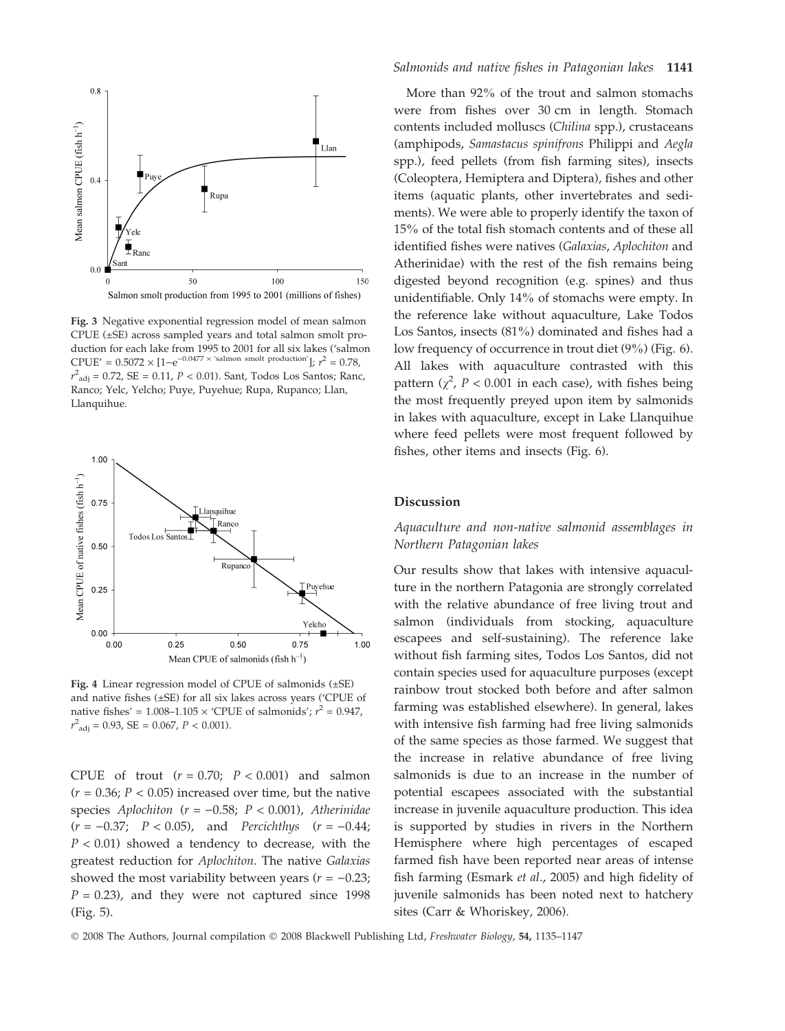Fig. 3 Negative exponential regression model of mean salmon CPUE (±SE) across sampled years and total salmon smolt production for each lake from 1995 to 2001 for all six lakes ('salmon CPUE' = $0.5072 \times [1-e^{-0.0477 \times \text{'salmon smolt production'}}]$; $r^2 = 0.78$, $r^2_{adj} = 0.72$, SE = 0.11, $P < 0.01$). Sant, Todos Los Santos; Ranc, Ranco; Yelc, Yelcho; Puye, Puyehue; Rupa, Rupanco; Llan, Llanquihue.

Fig. 4 Linear regression model of CPUE of salmonids (±SE) and native fishes (±SE) for all six lakes across years ('CPUE of native fishes' = 1.008–1.105 × 'CPUE of salmonids'; $r^2 = 0.947$, $r^2_{adj} = 0.93$, SE = 0.067, $P < 0.001$).

CPUE of trout ($r = 0.70$; $P < 0.001$) and salmon ($r = 0.36$; $P < 0.05$) increased over time, but the native species *Aplochiton* ($r = -0.58$; $P < 0.001$), *Atherinidae* ($r = -0.37$; $P < 0.05$), and *Percichthys* ($r = -0.44$; $P < 0.01$) showed a tendency to decrease, with the greatest reduction for *Aplochiton*. The native *Galaxias* showed the most variability between years ($r = -0.23$; $P = 0.23$), and they were not captured since 1998 (Fig. 5).

More than 92% of the trout and salmon stomachs were from fishes over 30 cm in length. Stomach contents included molluscs (*Chilina* spp.), crustaceans (amphipods, *Samastacus spinifrons* Philippi and *Aegla* spp.), feed pellets (from fish farming sites), insects (Coleoptera, Hemiptera and Diptera), fishes and other items (aquatic plants, other invertebrates and sediments). We were able to properly identify the taxon of 15% of the total fish stomach contents and of these all identified fishes were natives (*Galaxias*, *Aplochiton* and Atherinidae) with the rest of the fish remains being digested beyond recognition (e.g. spines) and thus unidentifiable. Only 14% of stomachs were empty. In the reference lake without aquaculture, Lake Todos Los Santos, insects (81%) dominated and fishes had a low frequency of occurrence in trout diet (9%) (Fig. 6). All lakes with aquaculture contrasted with this pattern ($\chi^2$, $P < 0.001$ in each case), with fishes being the most frequently preyed upon item by salmonids in lakes with aquaculture, except in Lake Llanquihue where feed pellets were most frequent followed by fishes, other items and insects (Fig. 6).

## Discussion

### Aquaculture and non-native salmonid assemblages in Northern Patagonian lakes

Our results show that lakes with intensive aquaculture in the northern Patagonia are strongly correlated with the relative abundance of free living trout and salmon (individuals from stocking, aquaculture escapees and self-sustaining). The reference lake without fish farming sites, Todos Los Santos, did not contain species used for aquaculture purposes (except rainbow trout stocked both before and after salmon farming was established elsewhere). In general, lakes with intensive fish farming had free living salmonids of the same species as those farmed. We suggest that the increase in relative abundance of free living salmonids is due to an increase in the number of potential escapees associated with the substantial increase in juvenile aquaculture production. This idea is supported by studies in rivers in the Northern Hemisphere where high percentages of escaped farmed fish have been reported near areas of intense fish farming (Esmark *et al.*, 2005) and high fidelity of juvenile salmonids has been noted next to hatchery sites (Carr & Whoriskey, 2006).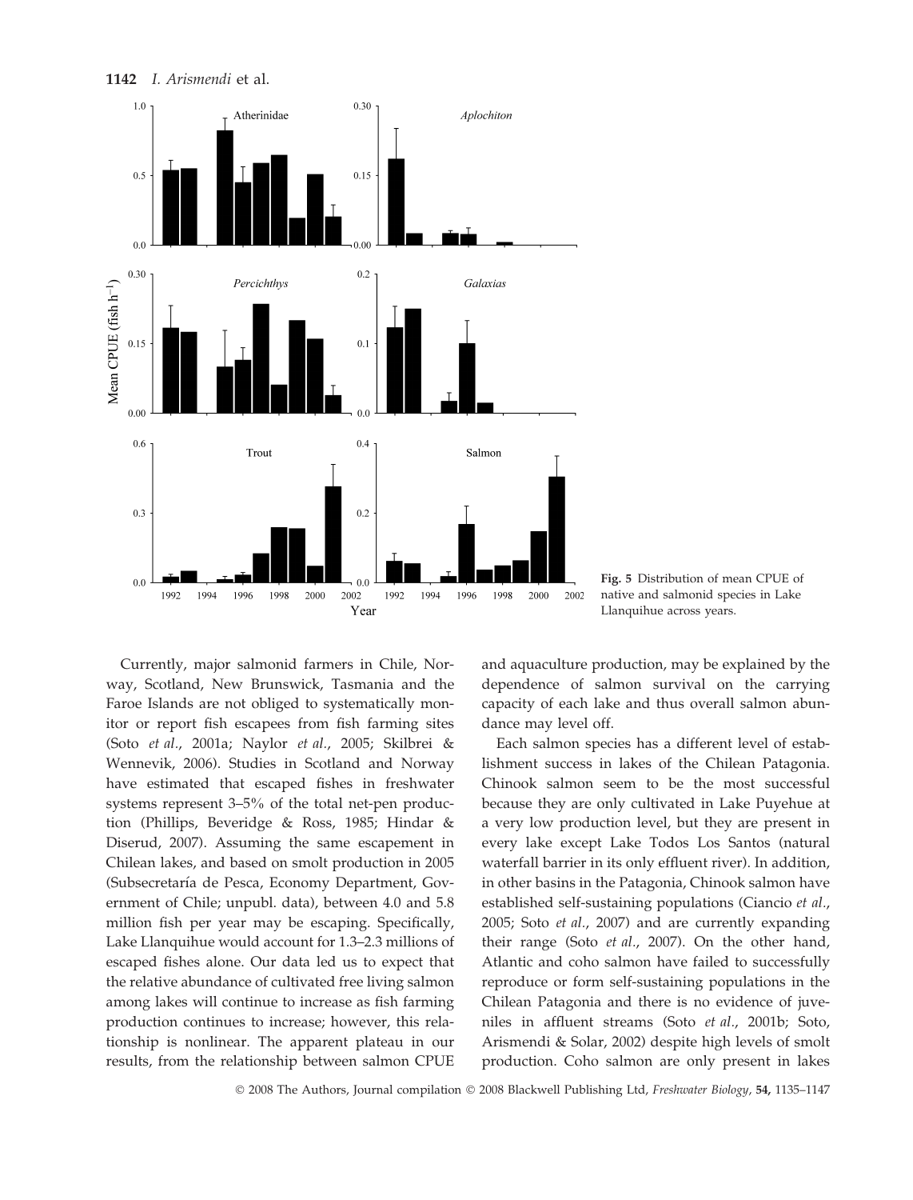Fig. 5 Distribution of mean CPUE of native and salmonid species in Lake Llanquihue across years.

Currently, major salmonid farmers in Chile, Norway, Scotland, New Brunswick, Tasmania and the Faroe Islands are not obliged to systematically monitor or report fish escapees from fish farming sites (Soto *et al*., 2001a; Naylor *et al*., 2005; Skilbrei & Wennevik, 2006). Studies in Scotland and Norway have estimated that escaped fishes in freshwater systems represent 3–5% of the total net-pen production (Phillips, Beveridge & Ross, 1985; Hindar & Diserud, 2007). Assuming the same escapement in Chilean lakes, and based on smolt production in 2005 (Subsecretaría de Pesca, Economy Department, Government of Chile; unpubl. data), between 4.0 and 5.8 million fish per year may be escaping. Specifically, Lake Llanquihue would account for 1.3–2.3 millions of escaped fishes alone. Our data led us to expect that the relative abundance of cultivated free living salmon among lakes will continue to increase as fish farming production continues to increase; however, this relationship is nonlinear. The apparent plateau in our results, from the relationship between salmon CPUE and aquaculture production, may be explained by the dependence of salmon survival on the carrying capacity of each lake and thus overall salmon abundance may level off.

Each salmon species has a different level of establishment success in lakes of the Chilean Patagonia. Chinook salmon seem to be the most successful because they are only cultivated in Lake Puyehue at a very low production level, but they are present in every lake except Lake Todos Los Santos (natural waterfall barrier in its only effluent river). In addition, in other basins in the Patagonia, Chinook salmon have established self-sustaining populations (Ciancio *et al*., 2005; Soto *et al*., 2007) and are currently expanding their range (Soto *et al*., 2007). On the other hand, Atlantic and coho salmon have failed to successfully reproduce or form self-sustaining populations in the Chilean Patagonia and there is no evidence of juveniles in affluent streams (Soto *et al*., 2001b; Soto, Arismendi & Solar, 2002) despite high levels of smolt production. Coho salmon are only present in lakes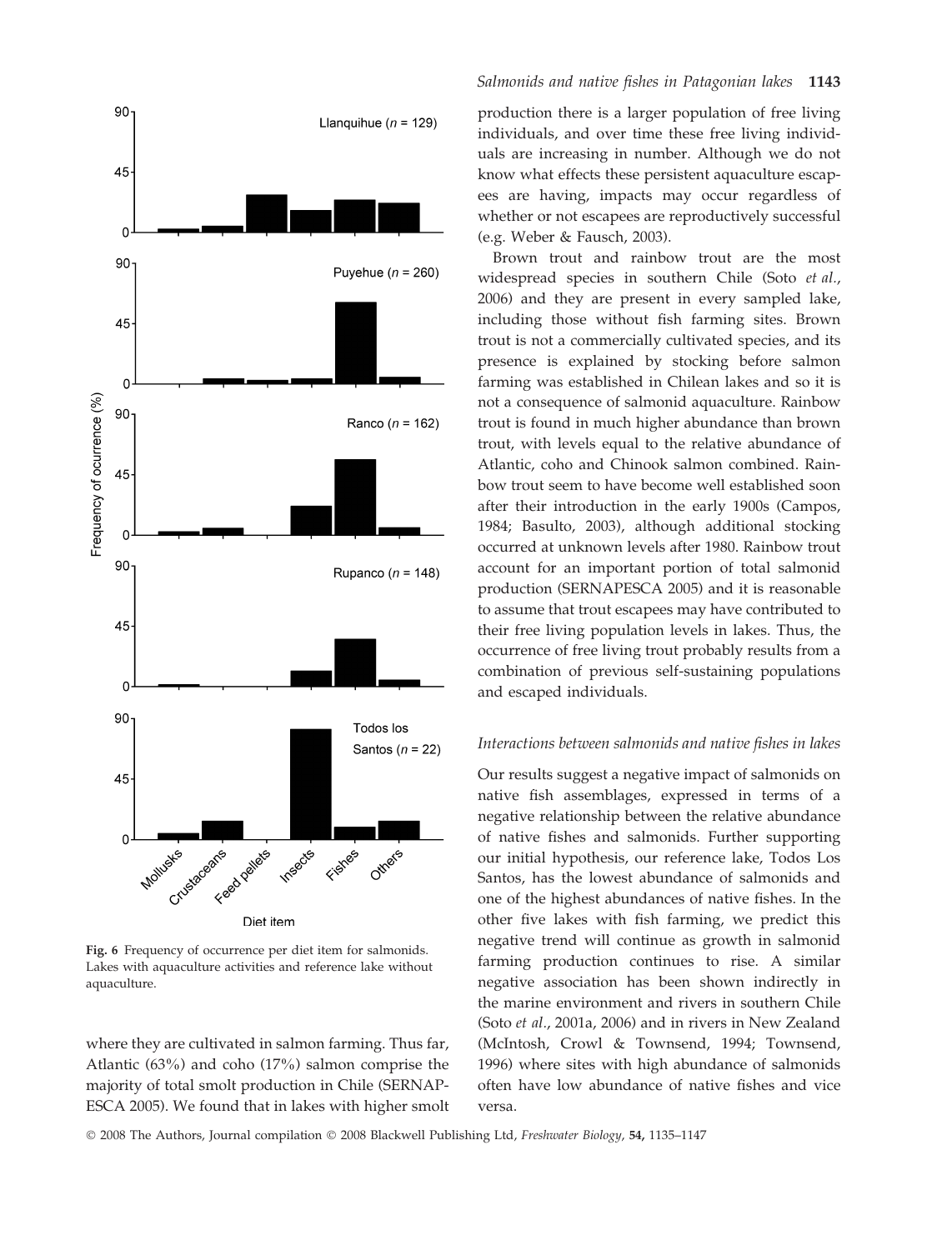Fig. 6 Frequency of occurrence per diet item for salmonids. Lakes with aquaculture activities and reference lake without aquaculture.

where they are cultivated in salmon farming. Thus far, Atlantic (63%) and coho (17%) salmon comprise the majority of total smolt production in Chile (SERNAPESCA 2005). We found that in lakes with higher smolt production there is a larger population of free living individuals, and over time these free living individuals are increasing in number. Although we do not know what effects these persistent aquaculture escapees are having, impacts may occur regardless of whether or not escapees are reproductively successful (e.g. Weber & Fausch, 2003).

Brown trout and rainbow trout are the most widespread species in southern Chile (Soto *et al.*, 2006) and they are present in every sampled lake, including those without fish farming sites. Brown trout is not a commercially cultivated species, and its presence is explained by stocking before salmon farming was established in Chilean lakes and so it is not a consequence of salmonid aquaculture. Rainbow trout is found in much higher abundance than brown trout, with levels equal to the relative abundance of Atlantic, coho and Chinook salmon combined. Rainbow trout seem to have become well established soon after their introduction in the early 1900s (Campos, 1984; Basulto, 2003), although additional stocking occurred at unknown levels after 1980. Rainbow trout account for an important portion of total salmonid production (SERNAPESCA 2005) and it is reasonable to assume that trout escapees may have contributed to their free living population levels in lakes. Thus, the occurrence of free living trout probably results from a combination of previous self-sustaining populations and escaped individuals.

### *Interactions between salmonids and native fishes in lakes*

Our results suggest a negative impact of salmonids on native fish assemblages, expressed in terms of a negative relationship between the relative abundance of native fishes and salmonids. Further supporting our initial hypothesis, our reference lake, Todos Los Santos, has the lowest abundance of salmonids and one of the highest abundances of native fishes. In the other five lakes with fish farming, we predict this negative trend will continue as growth in salmonid farming production continues to rise. A similar negative association has been shown indirectly in the marine environment and rivers in southern Chile (Soto *et al.*, 2001a, 2006) and in rivers in New Zealand (McIntosh, Crowl & Townsend, 1994; Townsend, 1996) where sites with high abundance of salmonids often have low abundance of native fishes and vice versa.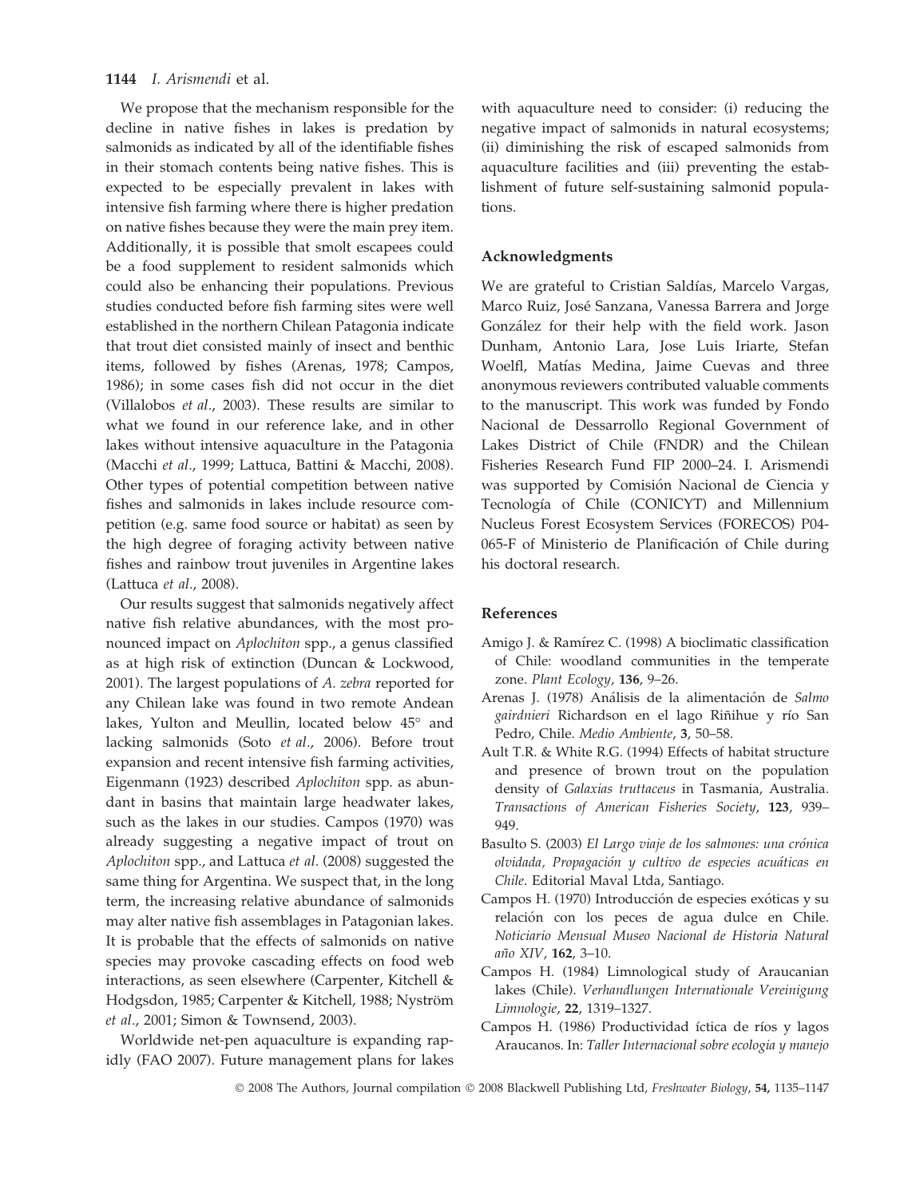We propose that the mechanism responsible for the decline in native fishes in lakes is predation by salmonids as indicated by all of the identifiable fishes in their stomach contents being native fishes. This is expected to be especially prevalent in lakes with intensive fish farming where there is higher predation on native fishes because they were the main prey item. Additionally, it is possible that smolt escapees could be a food supplement to resident salmonids which could also be enhancing their populations. Previous studies conducted before fish farming sites were well established in the northern Chilean Patagonia indicate that trout diet consisted mainly of insect and benthic items, followed by fishes (Arenas, 1978; Campos, 1986); in some cases fish did not occur in the diet (Villalobos *et al.*, 2003). These results are similar to what we found in our reference lake, and in other lakes without intensive aquaculture in the Patagonia (Macchi *et al.*, 1999; Lattuca, Battini & Macchi, 2008). Other types of potential competition between native fishes and salmonids in lakes include resource competition (e.g. same food source or habitat) as seen by the high degree of foraging activity between native fishes and rainbow trout juveniles in Argentine lakes (Lattuca *et al.*, 2008).

Our results suggest that salmonids negatively affect native fish relative abundances, with the most pronounced impact on *Aplochiton* spp., a genus classified as at high risk of extinction (Duncan & Lockwood, 2001). The largest populations of *A. zebra* reported for any Chilean lake was found in two remote Andean lakes, Yulton and Meullin, located below 45° and lacking salmonids (Soto *et al.*, 2006). Before trout expansion and recent intensive fish farming activities, Eigenmann (1923) described *Aplochiton* spp. as abundant in basins that maintain large headwater lakes, such as the lakes in our studies. Campos (1970) was already suggesting a negative impact of trout on *Aplochiton* spp., and Lattuca *et al.* (2008) suggested the same thing for Argentina. We suspect that, in the long term, the increasing relative abundance of salmonids may alter native fish assemblages in Patagonian lakes. It is probable that the effects of salmonids on native species may provoke cascading effects on food web interactions, as seen elsewhere (Carpenter, Kitchell & Hodgsdon, 1985; Carpenter & Kitchell, 1988; Nyström *et al.*, 2001; Simon & Townsend, 2003).

Worldwide net-pen aquaculture is expanding rapidly (FAO 2007). Future management plans for lakes with aquaculture need to consider: (i) reducing the negative impact of salmonids in natural ecosystems; (ii) diminishing the risk of escaped salmonids from aquaculture facilities and (iii) preventing the establishment of future self-sustaining salmonid populations.

## Acknowledgments

We are grateful to Cristian Saldías, Marcelo Vargas, Marco Ruiz, José Sanzana, Vanessa Barrera and Jorge González for their help with the field work. Jason Dunham, Antonio Lara, Jose Luis Iriarte, Stefan Woelfl, Matías Medina, Jaime Cuevas and three anonymous reviewers contributed valuable comments to the manuscript. This work was funded by Fondo Nacional de Dessarrollo Regional Government of Lakes District of Chile (FNDR) and the Chilean Fisheries Research Fund FIP 2000–24. I. Arismendi was supported by Comisión Nacional de Ciencia y Tecnología of Chile (CONICYT) and Millennium Nucleus Forest Ecosystem Services (FORECOS) P04-065-F of Ministerio de Planificación of Chile during his doctoral research.

## References

Amigo J. & Ramírez C. (1998) A bioclimatic classification of Chile: woodland communities in the temperate zone. *Plant Ecology*, **136**, 9–26.

Arenas J. (1978) Análisis de la alimentación de *Salmo gairdnieri* Richardson en el lago Riñihue y río San Pedro, Chile. *Medio Ambiente*, **3**, 50–58.

Ault T.R. & White R.G. (1994) Effects of habitat structure and presence of brown trout on the population density of *Galaxias truttaceus* in Tasmania, Australia. *Transactions of American Fisheries Society*, **123**, 939–949.

Basulto S. (2003) *El Largo viaje de los salmones: una crónica olvidada, Propagación y cultivo de especies acuáticas en Chile*. Editorial Maval Ltda, Santiago.

Campos H. (1970) Introducción de especies exóticas y su relación con los peces de agua dulce en Chile. *Noticiario Mensual Museo Nacional de Historia Natural año XIV*, **162**, 3–10.

Campos H. (1984) Limnological study of Araucanian lakes (Chile). *Verhandlungen Internationale Vereinigung Limnologie*, **22**, 1319–1327.

Campos H. (1986) Productividad íctica de ríos y lagos Araucanos. In: *Taller Internacional sobre ecologia y manejo*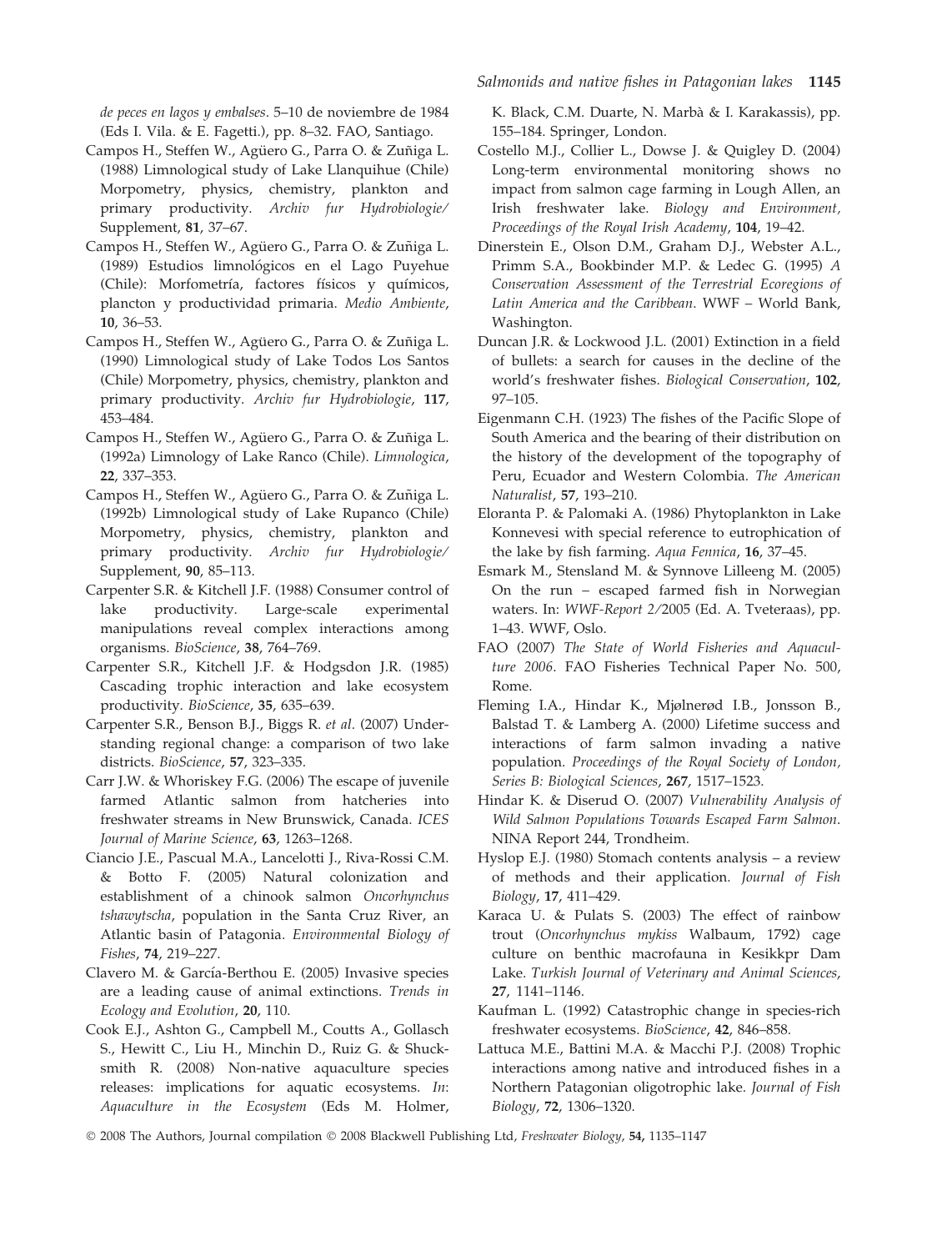*de peces en lagos y embalses*. 5–10 de noviembre de 1984 (Eds I. Vila. & E. Fagetti.), pp. 8–32. FAO, Santiago.

Campos H., Steffen W., Agüero G., Parra O. & Zuñiga L. (1988) Limnological study of Lake Llanquihue (Chile) Morpometry, physics, chemistry, plankton and primary productivity. *Archiv fur Hydrobiologie/* Supplement, **81**, 37–67.

Campos H., Steffen W., Agüero G., Parra O. & Zuñiga L. (1989) Estudios limnológicos en el Lago Puyehue (Chile): Morfometría, factores físicos y químicos, plancton y productividad primaria. *Medio Ambiente*, **10**, 36–53.

Campos H., Steffen W., Agüero G., Parra O. & Zuñiga L. (1990) Limnological study of Lake Todos Los Santos (Chile) Morpometry, physics, chemistry, plankton and primary productivity. *Archiv fur Hydrobiologie*, **117**, 453–484.

Campos H., Steffen W., Agüero G., Parra O. & Zuñiga L. (1992a) Limnology of Lake Ranco (Chile). *Limnologica*, **22**, 337–353.

Campos H., Steffen W., Agüero G., Parra O. & Zuñiga L. (1992b) Limnological study of Lake Rupanco (Chile) Morpometry, physics, chemistry, plankton and primary productivity. *Archiv fur Hydrobiologie/* Supplement, **90**, 85–113.

Carpenter S.R. & Kitchell J.F. (1988) Consumer control of lake productivity. Large-scale experimental manipulations reveal complex interactions among organisms. *BioScience*, **38**, 764–769.

Carpenter S.R., Kitchell J.F. & Hodgsdon J.R. (1985) Cascading trophic interaction and lake ecosystem productivity. *BioScience*, **35**, 635–639.

Carpenter S.R., Benson B.J., Biggs R. *et al.* (2007) Understanding regional change: a comparison of two lake districts. *BioScience*, **57**, 323–335.

Carr J.W. & Whoriskey F.G. (2006) The escape of juvenile farmed Atlantic salmon from hatcheries into freshwater streams in New Brunswick, Canada. *ICES Journal of Marine Science*, **63**, 1263–1268.

Ciancio J.E., Pascual M.A., Lancelotti J., Riva-Rossi C.M. & Botto F. (2005) Natural colonization and establishment of a chinook salmon *Oncorhynchus tshawytscha*, population in the Santa Cruz River, an Atlantic basin of Patagonia. *Environmental Biology of Fishes*, **74**, 219–227.

Clavero M. & García-Berthou E. (2005) Invasive species are a leading cause of animal extinctions. *Trends in Ecology and Evolution*, **20**, 110.

Cook E.J., Ashton G., Campbell M., Coutts A., Gollasch S., Hewitt C., Liu H., Minchin D., Ruiz G. & Shucksmith R. (2008) Non-native aquaculture species releases: implications for aquatic ecosystems. *In: Aquaculture in the Ecosystem* (Eds M. Holmer, K. Black, C.M. Duarte, N. Marbà & I. Karakassis), pp. 155–184. Springer, London.

Costello M.J., Collier L., Dowse J. & Quigley D. (2004) Long-term environmental monitoring shows no impact from salmon cage farming in Lough Allen, an Irish freshwater lake. *Biology and Environment, Proceedings of the Royal Irish Academy*, **104**, 19–42.

Dinerstein E., Olson D.M., Graham D.J., Webster A.L., Primm S.A., Bookbinder M.P. & Ledec G. (1995) *A Conservation Assessment of the Terrestrial Ecoregions of Latin America and the Caribbean*. WWF – World Bank, Washington.

Duncan J.R. & Lockwood J.L. (2001) Extinction in a field of bullets: a search for causes in the decline of the world's freshwater fishes. *Biological Conservation*, **102**, 97–105.

Eigenmann C.H. (1923) The fishes of the Pacific Slope of South America and the bearing of their distribution on the history of the development of the topography of Peru, Ecuador and Western Colombia. *The American Naturalist*, **57**, 193–210.

Eloranta P. & Palomaki A. (1986) Phytoplankton in Lake Konnevesi with special reference to eutrophication of the lake by fish farming. *Aqua Fennica*, **16**, 37–45.

Esmark M., Stensland M. & Synnove Lilleeng M. (2005) On the run – escaped farmed fish in Norwegian waters. In: *WWF-Report 2/2005* (Ed. A. Tveteraas), pp. 1–43. WWF, Oslo.

FAO (2007) *The State of World Fisheries and Aquaculture 2006*. FAO Fisheries Technical Paper No. 500, Rome.

Fleming I.A., Hindar K., Mjølnerød I.B., Jonsson B., Balstad T. & Lamberg A. (2000) Lifetime success and interactions of farm salmon invading a native population. *Proceedings of the Royal Society of London, Series B: Biological Sciences*, **267**, 1517–1523.

Hindar K. & Diserud O. (2007) *Vulnerability Analysis of Wild Salmon Populations Towards Escaped Farm Salmon*. NINA Report 244, Trondheim.

Hyslop E.J. (1980) Stomach contents analysis – a review of methods and their application. *Journal of Fish Biology*, **17**, 411–429.

Karaca U. & Pulats S. (2003) The effect of rainbow trout (*Oncorhynchus mykiss* Walbaum, 1792) cage culture on benthic macrofauna in Kesikkpr Dam Lake. *Turkish Journal of Veterinary and Animal Sciences*, **27**, 1141–1146.

Kaufman L. (1992) Catastrophic change in species-rich freshwater ecosystems. *BioScience*, **42**, 846–858.

Lattuca M.E., Battini M.A. & Macchi P.J. (2008) Trophic interactions among native and introduced fishes in a Northern Patagonian oligotrophic lake. *Journal of Fish Biology*, **72**, 1306–1320.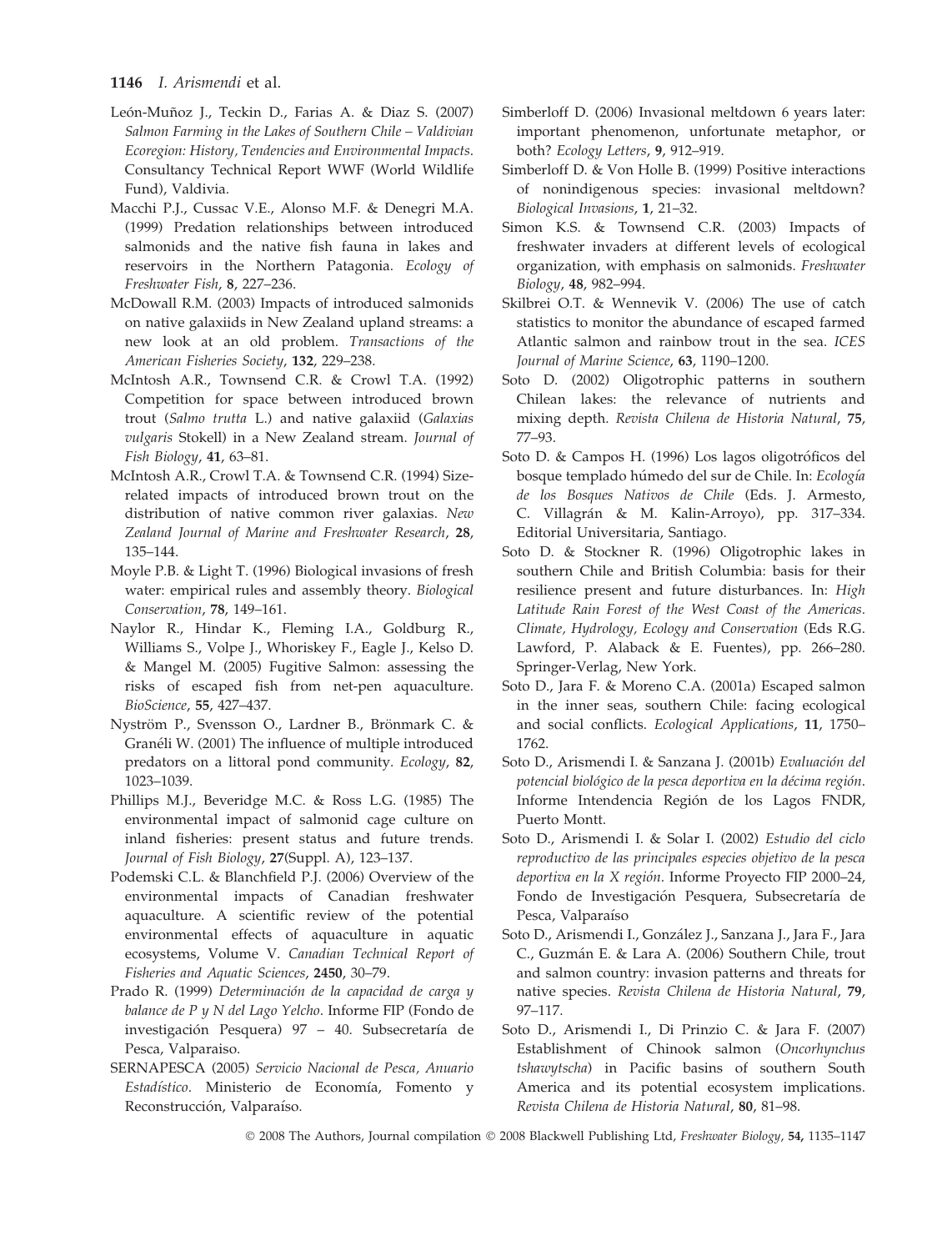León-Muñoz J., Teckin D., Farias A. & Diaz S. (2007) *Salmon Farming in the Lakes of Southern Chile – Valdivian Ecoregion: History, Tendencies and Environmental Impacts.* Consultancy Technical Report WWF (World Wildlife Fund), Valdivia.

Macchi P.J., Cussac V.E., Alonso M.F. & Denegri M.A. (1999) Predation relationships between introduced salmonids and the native fish fauna in lakes and reservoirs in the Northern Patagonia. *Ecology of Freshwater Fish*, **8**, 227–236.

McDowall R.M. (2003) Impacts of introduced salmonids on native galaxiids in New Zealand upland streams: a new look at an old problem. *Transactions of the American Fisheries Society*, **132**, 229–238.

McIntosh A.R., Townsend C.R. & Crowl T.A. (1992) Competition for space between introduced brown trout (*Salmo trutta* L.) and native galaxiid (*Galaxias vulgaris* Stokell) in a New Zealand stream. *Journal of Fish Biology*, **41**, 63–81.

McIntosh A.R., Crowl T.A. & Townsend C.R. (1994) Size-related impacts of introduced brown trout on the distribution of native common river galaxias. *New Zealand Journal of Marine and Freshwater Research*, **28**, 135–144.

Moyle P.B. & Light T. (1996) Biological invasions of fresh water: empirical rules and assembly theory. *Biological Conservation*, **78**, 149–161.

Naylor R., Hindar K., Fleming I.A., Goldburg R., Williams S., Volpe J., Whoriskey F., Eagle J., Kelso D. & Mangel M. (2005) Fugitive Salmon: assessing the risks of escaped fish from net-pen aquaculture. *BioScience*, **55**, 427–437.

Nyström P., Svensson O., Lardner B., Brönmark C. & Granéli W. (2001) The influence of multiple introduced predators on a littoral pond community. *Ecology*, **82**, 1023–1039.

Phillips M.J., Beveridge M.C. & Ross L.G. (1985) The environmental impact of salmonid cage culture on inland fisheries: present status and future trends. *Journal of Fish Biology*, **27**(Suppl. A), 123–137.

Podemski C.L. & Blanchfield P.J. (2006) Overview of the environmental impacts of Canadian freshwater aquaculture. A scientific review of the potential environmental effects of aquaculture in aquatic ecosystems, Volume V. *Canadian Technical Report of Fisheries and Aquatic Sciences*, **2450**, 30–79.

Prado R. (1999) *Determinación de la capacidad de carga y balance de P y N del Lago Yelcho*. Informe FIP (Fondo de investigación Pesquera) 97 – 40. Subsecretaría de Pesca, Valparaiso.

SERNAPESCA (2005) *Servicio Nacional de Pesca, Anuario Estadístico*. Ministerio de Economía, Fomento y Reconstrucción, Valparaíso.

Simberloff D. (2006) Invasional meltdown 6 years later: important phenomenon, unfortunate metaphor, or both? *Ecology Letters*, **9**, 912–919.

Simberloff D. & Von Holle B. (1999) Positive interactions of nonindigenous species: invasional meltdown? *Biological Invasions*, **1**, 21–32.

Simon K.S. & Townsend C.R. (2003) Impacts of freshwater invaders at different levels of ecological organization, with emphasis on salmonids. *Freshwater Biology*, **48**, 982–994.

Skilbrei O.T. & Wennevik V. (2006) The use of catch statistics to monitor the abundance of escaped farmed Atlantic salmon and rainbow trout in the sea. *ICES Journal of Marine Science*, **63**, 1190–1200.

Soto D. (2002) Oligotrophic patterns in southern Chilean lakes: the relevance of nutrients and mixing depth. *Revista Chilena de Historia Natural*, **75**, 77–93.

Soto D. & Campos H. (1996) Los lagos oligotróficos del bosque templado húmedo del sur de Chile. In: *Ecología de los Bosques Nativos de Chile* (Eds. J. Armesto, C. Villagrán & M. Kalin-Arroyo), pp. 317–334. Editorial Universitaria, Santiago.

Soto D. & Stockner R. (1996) Oligotrophic lakes in southern Chile and British Columbia: basis for their resilience present and future disturbances. In: *High Latitude Rain Forest of the West Coast of the Americas. Climate, Hydrology, Ecology and Conservation* (Eds R.G. Lawford, P. Alaback & E. Fuentes), pp. 266–280. Springer-Verlag, New York.

Soto D., Jara F. & Moreno C.A. (2001a) Escaped salmon in the inner seas, southern Chile: facing ecological and social conflicts. *Ecological Applications*, **11**, 1750–1762.

Soto D., Arismendi I. & Sanzana J. (2001b) *Evaluación del potencial biológico de la pesca deportiva en la décima región*. Informe Intendencia Región de los Lagos FNDR, Puerto Montt.

Soto D., Arismendi I. & Solar I. (2002) *Estudio del ciclo reproductivo de las principales especies objetivo de la pesca deportiva en la X región*. Informe Proyecto FIP 2000–24, Fondo de Investigación Pesquera, Subsecretaría de Pesca, Valparaíso

Soto D., Arismendi I., González J., Sanzana J., Jara F., Jara C., Guzmán E. & Lara A. (2006) Southern Chile, trout and salmon country: invasion patterns and threats for native species. *Revista Chilena de Historia Natural*, **79**, 97–117.

Soto D., Arismendi I., Di Prinzio C. & Jara F. (2007) Establishment of Chinook salmon (*Oncorhynchus tshawytscha*) in Pacific basins of southern South America and its potential ecosystem implications. *Revista Chilena de Historia Natural*, **80**, 81–98.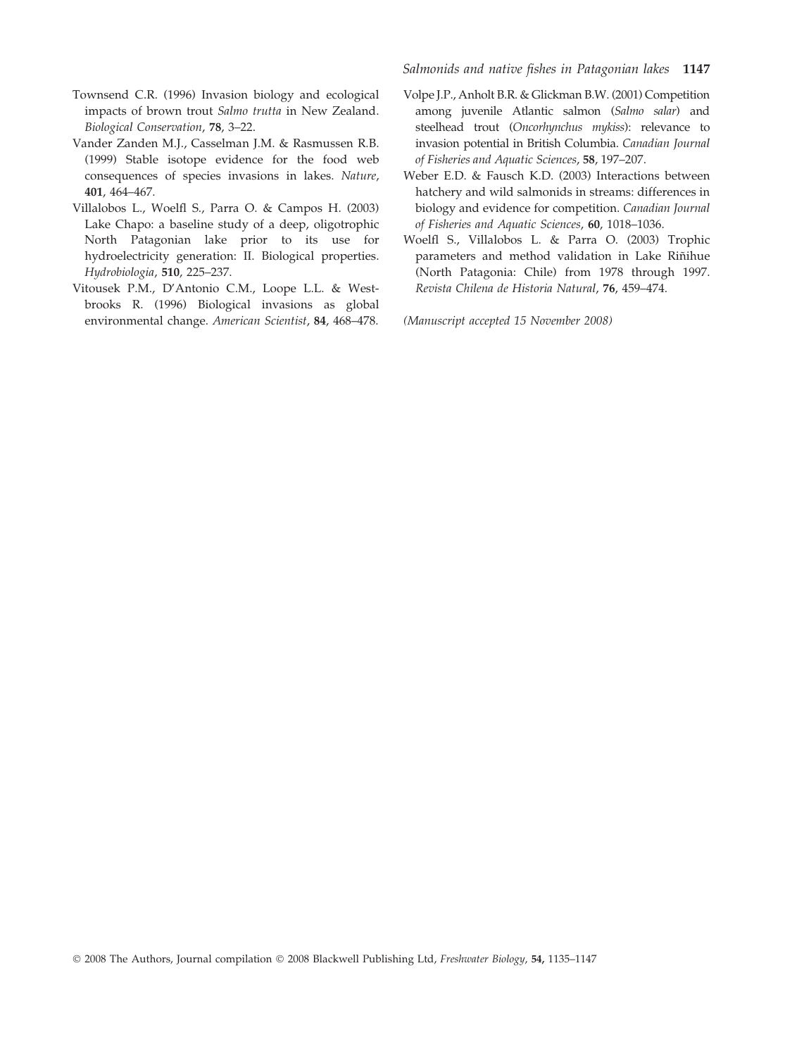Townsend C.R. (1996) Invasion biology and ecological impacts of brown trout *Salmo trutta* in New Zealand. *Biological Conservation*, **78**, 3–22.

Vander Zanden M.J., Casselman J.M. & Rasmussen R.B. (1999) Stable isotope evidence for the food web consequences of species invasions in lakes. *Nature*, **401**, 464–467.

Villalobos L., Woelfl S., Parra O. & Campos H. (2003) Lake Chapo: a baseline study of a deep, oligotrophic North Patagonian lake prior to its use for hydroelectricity generation: II. Biological properties. *Hydrobiologia*, **510**, 225–237.

Vitousek P.M., D'Antonio C.M., Loope L.L. & Westbrooks R. (1996) Biological invasions as global environmental change. *American Scientist*, **84**, 468–478.

Volpe J.P., Anholt B.R. & Glickman B.W. (2001) Competition among juvenile Atlantic salmon (*Salmo salar*) and steelhead trout (*Oncorhynchus mykiss*): relevance to invasion potential in British Columbia. *Canadian Journal of Fisheries and Aquatic Sciences*, **58**, 197–207.

Weber E.D. & Fausch K.D. (2003) Interactions between hatchery and wild salmonids in streams: differences in biology and evidence for competition. *Canadian Journal of Fisheries and Aquatic Sciences*, **60**, 1018–1036.

Woelfl S., Villalobos L. & Parra O. (2003) Trophic parameters and method validation in Lake Riñihue (North Patagonia: Chile) from 1978 through 1997. *Revista Chilena de Historia Natural*, **76**, 459–474.

*(Manuscript accepted 15 November 2008)*